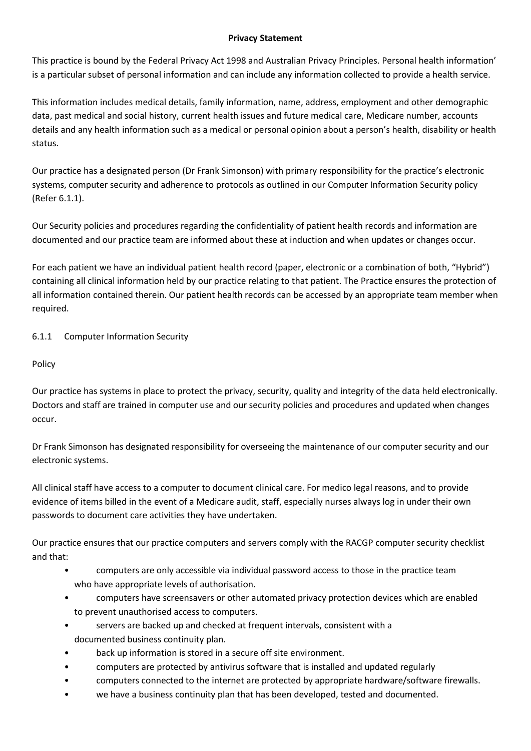**Privacy Statement**

This practice is bound by the Federal Privacy Act 1998 and Australian Privacy Principles. Personal health information' is a particular subset of personal information and can include any information collected to provide a health service.

This information includes medical details, family information, name, address, employment and other demographic data, past medical and social history, current health issues and future medical care, Medicare number, accounts details and any health information such as a medical or personal opinion about a person's health, disability or health status.

Our practice has a designated person (Dr Frank Simonson) with primary responsibility for the practice's electronic systems, computer security and adherence to protocols as outlined in our Computer Information Security policy (Refer 6.1.1).

Our Security policies and procedures regarding the confidentiality of patient health records and information are documented and our practice team are informed about these at induction and when updates or changes occur.

For each patient we have an individual patient health record (paper, electronic or a combination of both, "Hybrid") containing all clinical information held by our practice relating to that patient. The Practice ensures the protection of all information contained therein. Our patient health records can be accessed by an appropriate team member when required.

6.1.1 Computer Information Security

Policy

Our practice has systems in place to protect the privacy, security, quality and integrity of the data held electronically. Doctors and staff are trained in computer use and our security policies and procedures and updated when changes occur.

Dr Frank Simonson has designated responsibility for overseeing the maintenance of our computer security and our electronic systems.

All clinical staff have access to a computer to document clinical care. For medico legal reasons, and to provide evidence of items billed in the event of a Medicare audit, staff, especially nurses always log in under their own passwords to document care activities they have undertaken.

Our practice ensures that our practice computers and servers comply with the RACGP computer security checklist and that:

- computers are only accessible via individual password access to those in the practice team who have appropriate levels of authorisation.
- computers have screensavers or other automated privacy protection devices which are enabled to prevent unauthorised access to computers.
- servers are backed up and checked at frequent intervals, consistent with a documented business continuity plan.
- back up information is stored in a secure off site environment.
- computers are protected by antivirus software that is installed and updated regularly
- computers connected to the internet are protected by appropriate hardware/software firewalls.
- we have a business continuity plan that has been developed, tested and documented.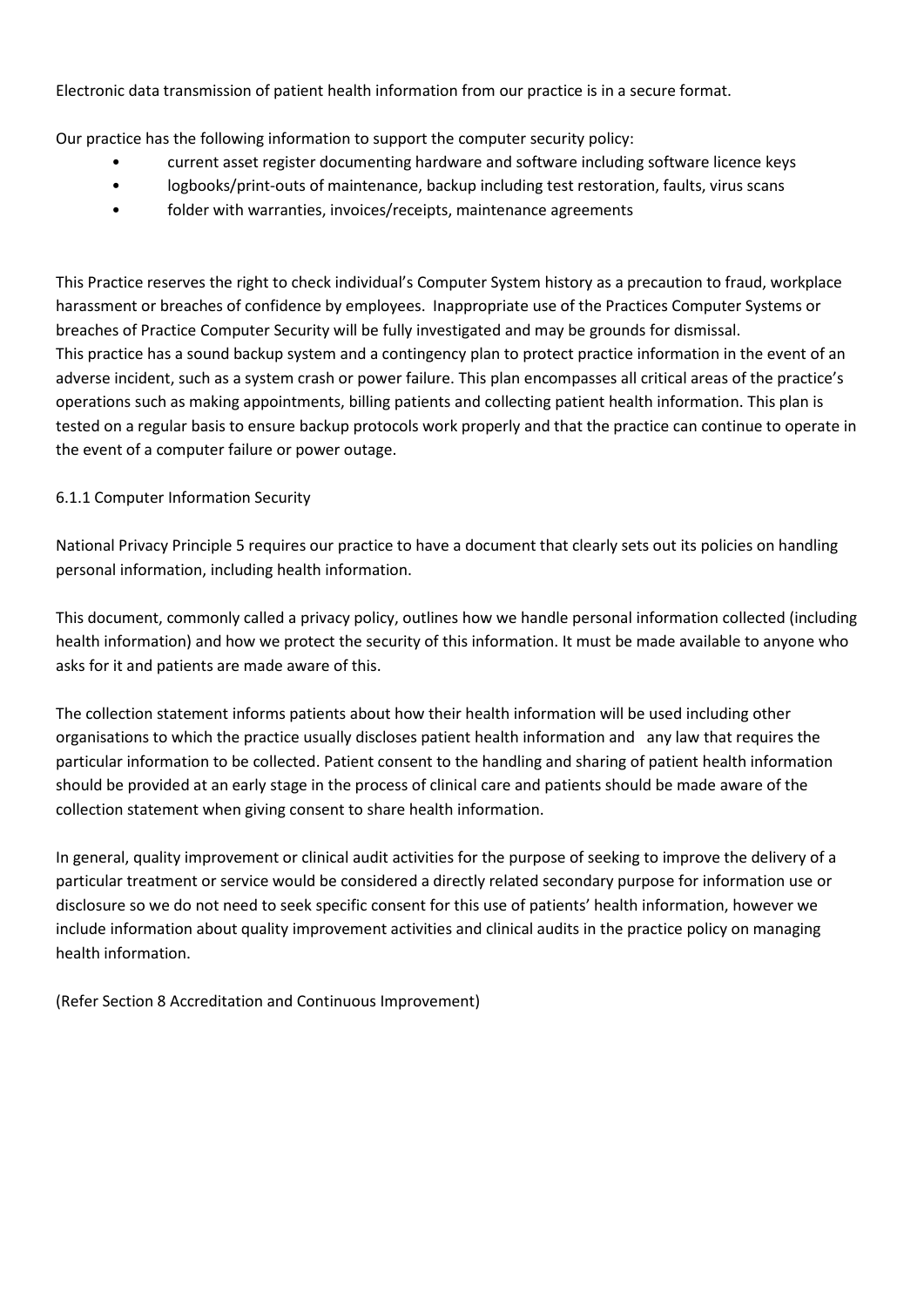Electronic data transmission of patient health information from our practice is in a secure format.

Our practice has the following information to support the computer security policy:

- current asset register documenting hardware and software including software licence keys
- logbooks/print-outs of maintenance, backup including test restoration, faults, virus scans
- folder with warranties, invoices/receipts, maintenance agreements

This Practice reserves the right to check individual's Computer System history as a precaution to fraud, workplace harassment or breaches of confidence by employees. Inappropriate use of the Practices Computer Systems or breaches of Practice Computer Security will be fully investigated and may be grounds for dismissal.
This practice has a sound backup system and a contingency plan to protect practice information in the event of an adverse incident, such as a system crash or power failure. This plan encompasses all critical areas of the practice's operations such as making appointments, billing patients and collecting patient health information. This plan is tested on a regular basis to ensure backup protocols work properly and that the practice can continue to operate in the event of a computer failure or power outage.

6.1.1 Computer Information Security

National Privacy Principle 5 requires our practice to have a document that clearly sets out its policies on handling personal information, including health information.

This document, commonly called a privacy policy, outlines how we handle personal information collected (including health information) and how we protect the security of this information. It must be made available to anyone who asks for it and patients are made aware of this.

The collection statement informs patients about how their health information will be used including other organisations to which the practice usually discloses patient health information and any law that requires the particular information to be collected. Patient consent to the handling and sharing of patient health information should be provided at an early stage in the process of clinical care and patients should be made aware of the collection statement when giving consent to share health information.

In general, quality improvement or clinical audit activities for the purpose of seeking to improve the delivery of a particular treatment or service would be considered a directly related secondary purpose for information use or disclosure so we do not need to seek specific consent for this use of patients' health information, however we include information about quality improvement activities and clinical audits in the practice policy on managing health information.

(Refer Section 8 Accreditation and Continuous Improvement)